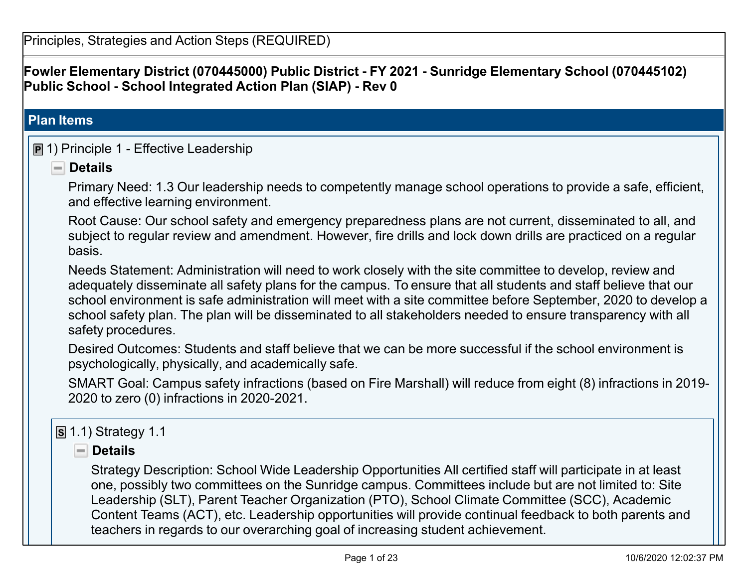Principles, Strategies and Action Steps (REQUIRED)

**Fowler Elementary District (070445000) Public District - FY 2021 - Sunridge Elementary School (070445102) Public School - School Integrated Action Plan (SIAP) - Rev 0**

## Plan Items

### 1) Principle 1 - Effective Leadership

**Details**

Primary Need: 1.3 Our leadership needs to competently manage school operations to provide a safe, efficient, and effective learning environment.

Root Cause: Our school safety and emergency preparedness plans are not current, disseminated to all, and subject to regular review and amendment. However, fire drills and lock down drills are practiced on a regular basis.

Needs Statement: Administration will need to work closely with the site committee to develop, review and adequately disseminate all safety plans for the campus. To ensure that all students and staff believe that our school environment is safe administration will meet with a site committee before September, 2020 to develop a school safety plan. The plan will be disseminated to all stakeholders needed to ensure transparency with all safety procedures.

Desired Outcomes: Students and staff believe that we can be more successful if the school environment is psychologically, physically, and academically safe.

SMART Goal: Campus safety infractions (based on Fire Marshall) will reduce from eight (8) infractions in 2019-2020 to zero (0) infractions in 2020-2021.

#### 1.1) Strategy 1.1

**Details**

Strategy Description: School Wide Leadership Opportunities All certified staff will participate in at least one, possibly two committees on the Sunridge campus. Committees include but are not limited to: Site Leadership (SLT), Parent Teacher Organization (PTO), School Climate Committee (SCC), Academic Content Teams (ACT), etc. Leadership opportunities will provide continual feedback to both parents and teachers in regards to our overarching goal of increasing student achievement.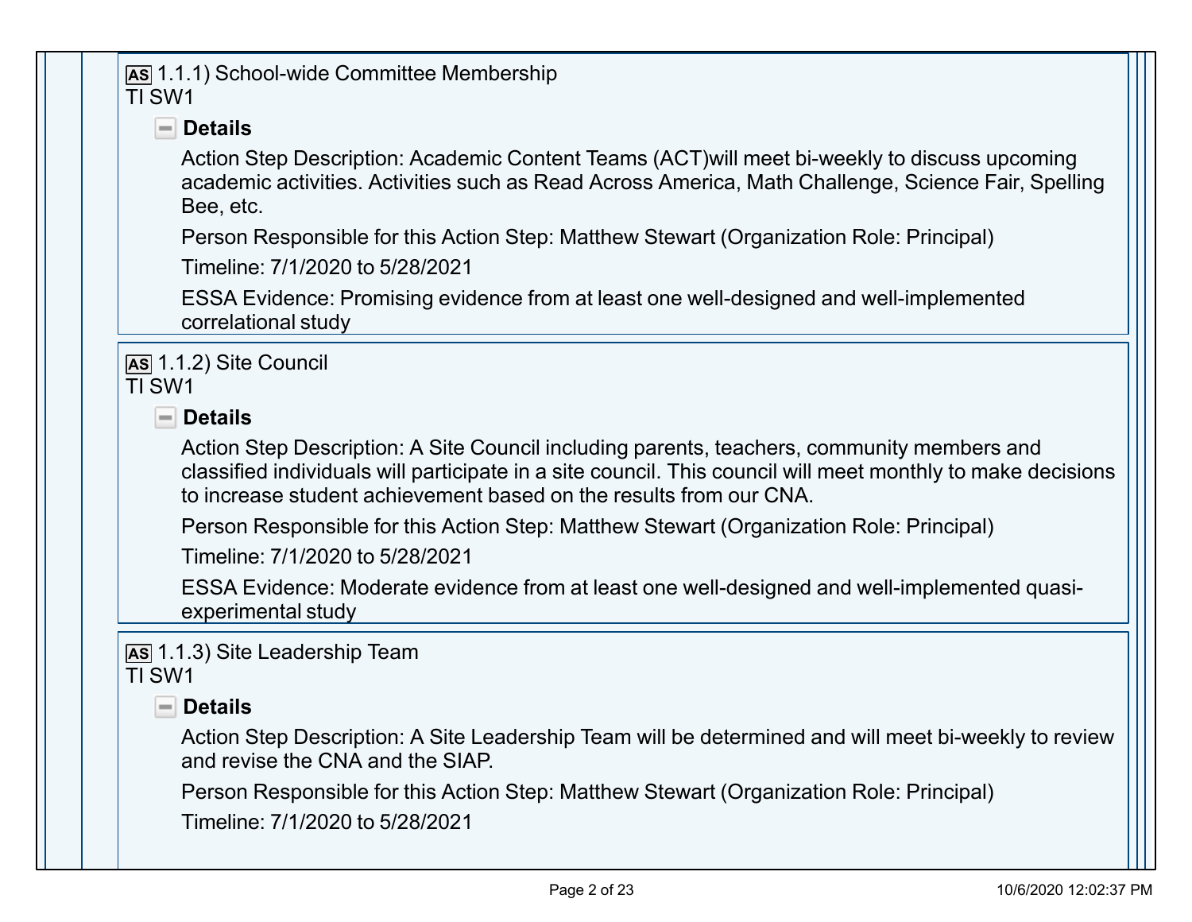**AS** 1.1.1) School-wide Committee Membership
TI SW1

**Details**

Action Step Description: Academic Content Teams (ACT)will meet bi-weekly to discuss upcoming academic activities. Activities such as Read Across America, Math Challenge, Science Fair, Spelling Bee, etc.

Person Responsible for this Action Step: Matthew Stewart (Organization Role: Principal)

Timeline: 7/1/2020 to 5/28/2021

ESSA Evidence: Promising evidence from at least one well-designed and well-implemented correlational study

**AS** 1.1.2) Site Council
TI SW1

**Details**

Action Step Description: A Site Council including parents, teachers, community members and classified individuals will participate in a site council. This council will meet monthly to make decisions to increase student achievement based on the results from our CNA.

Person Responsible for this Action Step: Matthew Stewart (Organization Role: Principal)

Timeline: 7/1/2020 to 5/28/2021

ESSA Evidence: Moderate evidence from at least one well-designed and well-implemented quasi-experimental study

**AS** 1.1.3) Site Leadership Team
TI SW1

**Details**

Action Step Description: A Site Leadership Team will be determined and will meet bi-weekly to review and revise the CNA and the SIAP.

Person Responsible for this Action Step: Matthew Stewart (Organization Role: Principal)

Timeline: 7/1/2020 to 5/28/2021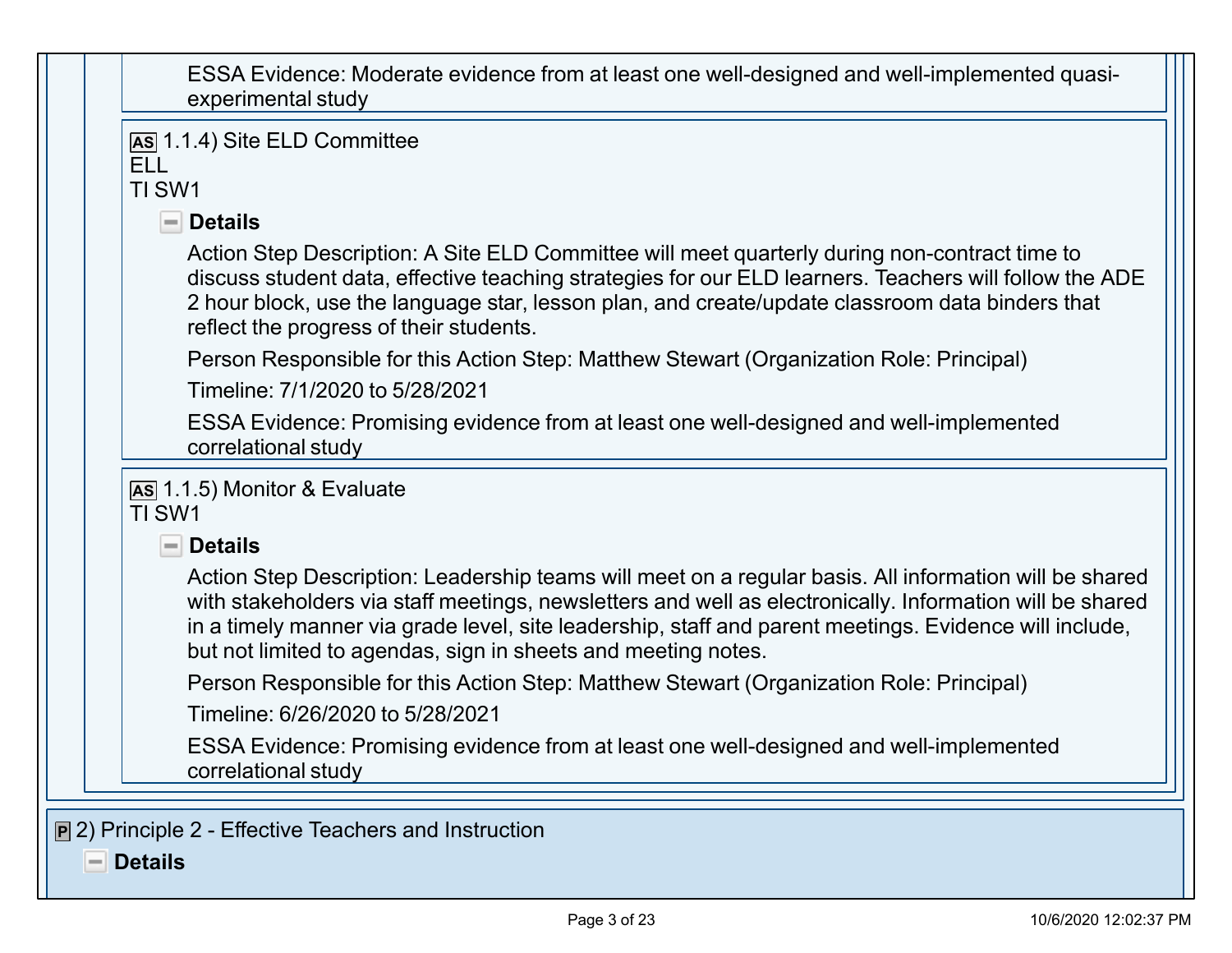ESSA Evidence: Moderate evidence from at least one well-designed and well-implemented quasi-experimental study

**AS** 1.1.4) Site ELD Committee
ELL
TI SW1

**Details**

Action Step Description: A Site ELD Committee will meet quarterly during non-contract time to discuss student data, effective teaching strategies for our ELD learners. Teachers will follow the ADE 2 hour block, use the language star, lesson plan, and create/update classroom data binders that reflect the progress of their students.

Person Responsible for this Action Step: Matthew Stewart (Organization Role: Principal)

Timeline: 7/1/2020 to 5/28/2021

ESSA Evidence: Promising evidence from at least one well-designed and well-implemented correlational study

**AS** 1.1.5) Monitor & Evaluate
TI SW1

**Details**

Action Step Description: Leadership teams will meet on a regular basis. All information will be shared with stakeholders via staff meetings, newsletters and well as electronically. Information will be shared in a timely manner via grade level, site leadership, staff and parent meetings. Evidence will include, but not limited to agendas, sign in sheets and meeting notes.

Person Responsible for this Action Step: Matthew Stewart (Organization Role: Principal)

Timeline: 6/26/2020 to 5/28/2021

ESSA Evidence: Promising evidence from at least one well-designed and well-implemented correlational study

## P 2) Principle 2 - Effective Teachers and Instruction

**Details**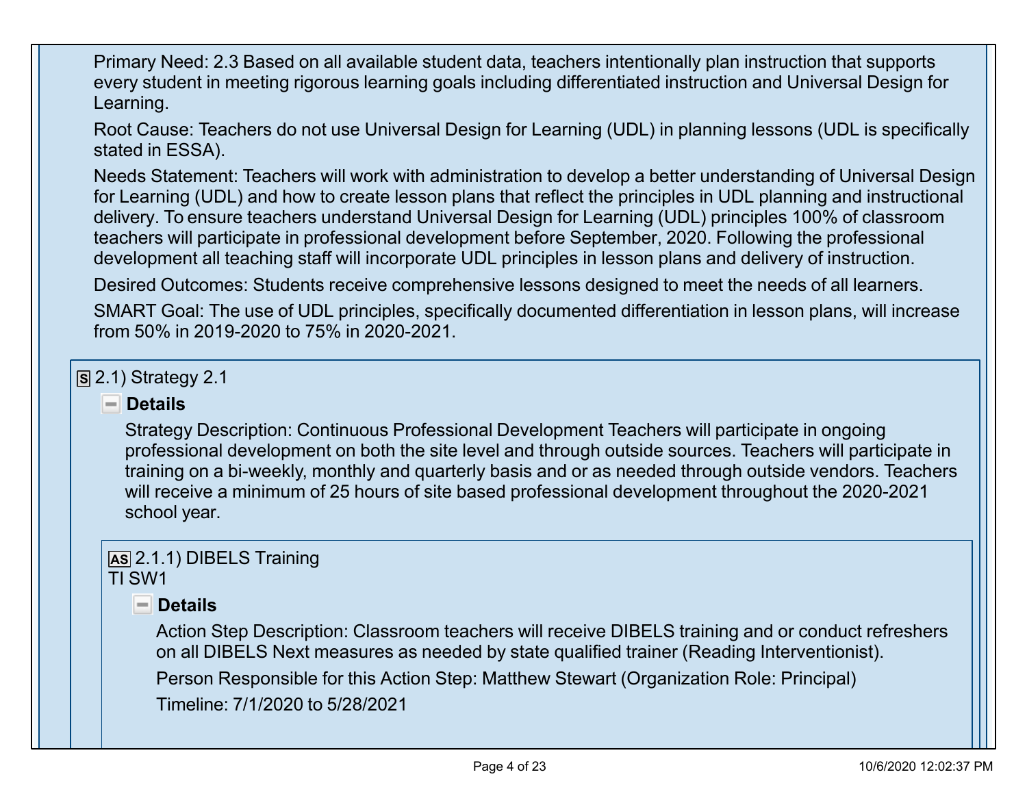Primary Need: 2.3 Based on all available student data, teachers intentionally plan instruction that supports every student in meeting rigorous learning goals including differentiated instruction and Universal Design for Learning.

Root Cause: Teachers do not use Universal Design for Learning (UDL) in planning lessons (UDL is specifically stated in ESSA).

Needs Statement: Teachers will work with administration to develop a better understanding of Universal Design for Learning (UDL) and how to create lesson plans that reflect the principles in UDL planning and instructional delivery. To ensure teachers understand Universal Design for Learning (UDL) principles 100% of classroom teachers will participate in professional development before September, 2020. Following the professional development all teaching staff will incorporate UDL principles in lesson plans and delivery of instruction.

Desired Outcomes: Students receive comprehensive lessons designed to meet the needs of all learners.

SMART Goal: The use of UDL principles, specifically documented differentiation in lesson plans, will increase from 50% in 2019-2020 to 75% in 2020-2021.

### S 2.1) Strategy 2.1

**Details**

Strategy Description: Continuous Professional Development Teachers will participate in ongoing professional development on both the site level and through outside sources. Teachers will participate in training on a bi-weekly, monthly and quarterly basis and or as needed through outside vendors. Teachers will receive a minimum of 25 hours of site based professional development throughout the 2020-2021 school year.

#### AS 2.1.1) DIBELS Training
TI SW1

**Details**

Action Step Description: Classroom teachers will receive DIBELS training and or conduct refreshers on all DIBELS Next measures as needed by state qualified trainer (Reading Interventionist).

Person Responsible for this Action Step: Matthew Stewart (Organization Role: Principal)

Timeline: 7/1/2020 to 5/28/2021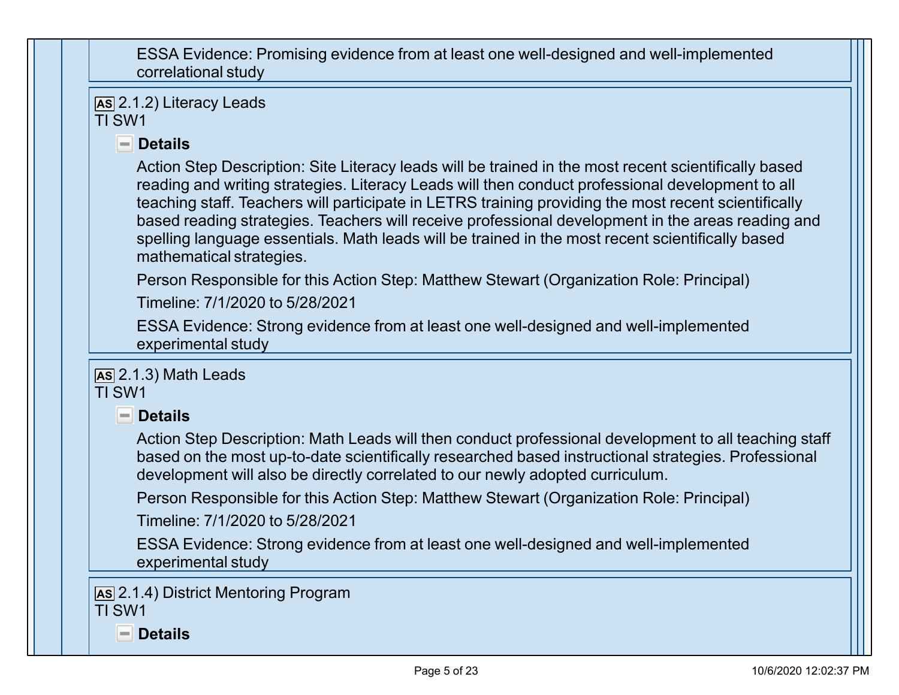ESSA Evidence: Promising evidence from at least one well-designed and well-implemented correlational study

**AS** 2.1.2) Literacy Leads
TI SW1

**Details**

Action Step Description: Site Literacy leads will be trained in the most recent scientifically based reading and writing strategies. Literacy Leads will then conduct professional development to all teaching staff. Teachers will participate in LETRS training providing the most recent scientifically based reading strategies. Teachers will receive professional development in the areas reading and spelling language essentials. Math leads will be trained in the most recent scientifically based mathematical strategies.

Person Responsible for this Action Step: Matthew Stewart (Organization Role: Principal)

Timeline: 7/1/2020 to 5/28/2021

ESSA Evidence: Strong evidence from at least one well-designed and well-implemented experimental study

**AS** 2.1.3) Math Leads
TI SW1

**Details**

Action Step Description: Math Leads will then conduct professional development to all teaching staff based on the most up-to-date scientifically researched based instructional strategies. Professional development will also be directly correlated to our newly adopted curriculum.

Person Responsible for this Action Step: Matthew Stewart (Organization Role: Principal)

Timeline: 7/1/2020 to 5/28/2021

ESSA Evidence: Strong evidence from at least one well-designed and well-implemented experimental study

**AS** 2.1.4) District Mentoring Program
TI SW1

**Details**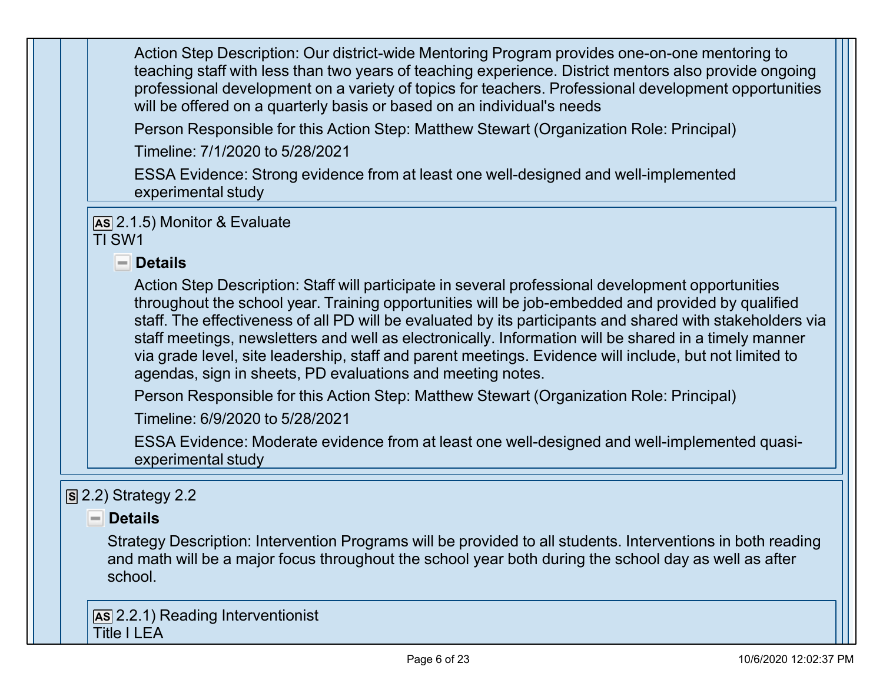Action Step Description: Our district-wide Mentoring Program provides one-on-one mentoring to teaching staff with less than two years of teaching experience. District mentors also provide ongoing professional development on a variety of topics for teachers. Professional development opportunities will be offered on a quarterly basis or based on an individual's needs

Person Responsible for this Action Step: Matthew Stewart (Organization Role: Principal)

Timeline: 7/1/2020 to 5/28/2021

ESSA Evidence: Strong evidence from at least one well-designed and well-implemented experimental study

**AS** 2.1.5) Monitor & Evaluate
TI SW1

**Details**

Action Step Description: Staff will participate in several professional development opportunities throughout the school year. Training opportunities will be job-embedded and provided by qualified staff. The effectiveness of all PD will be evaluated by its participants and shared with stakeholders via staff meetings, newsletters and well as electronically. Information will be shared in a timely manner via grade level, site leadership, staff and parent meetings. Evidence will include, but not limited to agendas, sign in sheets, PD evaluations and meeting notes.

Person Responsible for this Action Step: Matthew Stewart (Organization Role: Principal)

Timeline: 6/9/2020 to 5/28/2021

ESSA Evidence: Moderate evidence from at least one well-designed and well-implemented quasi-experimental study

**S** 2.2) Strategy 2.2

**Details**

Strategy Description: Intervention Programs will be provided to all students. Interventions in both reading and math will be a major focus throughout the school year both during the school day as well as after school.

**AS** 2.2.1) Reading Interventionist
Title I LEA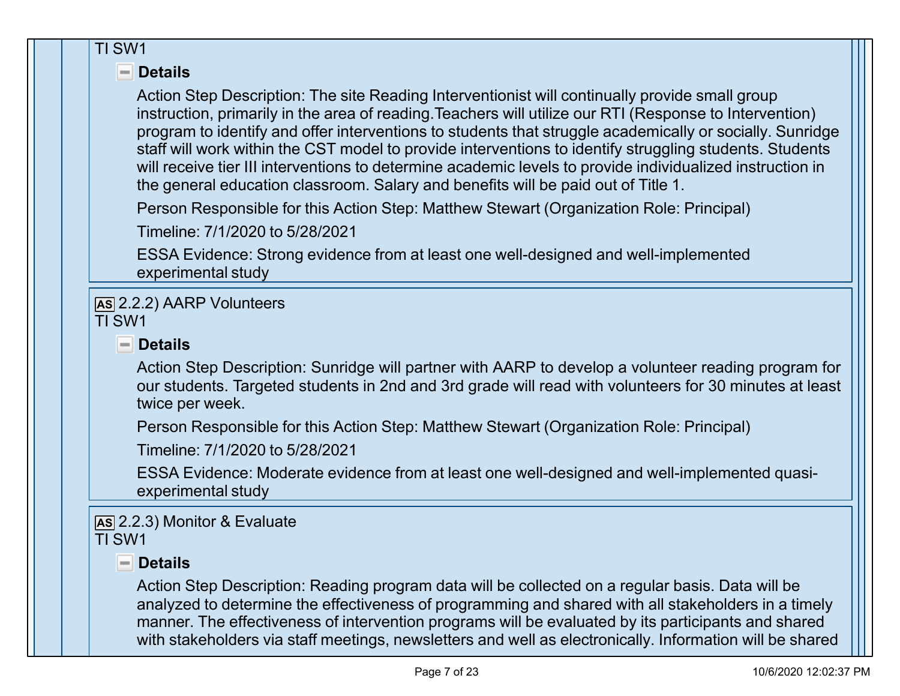TI SW1

**Details**

Action Step Description: The site Reading Interventionist will continually provide small group instruction, primarily in the area of reading.Teachers will utilize our RTI (Response to Intervention) program to identify and offer interventions to students that struggle academically or socially. Sunridge staff will work within the CST model to provide interventions to identify struggling students. Students will receive tier III interventions to determine academic levels to provide individualized instruction in the general education classroom. Salary and benefits will be paid out of Title 1.

Person Responsible for this Action Step: Matthew Stewart (Organization Role: Principal)

Timeline: 7/1/2020 to 5/28/2021

ESSA Evidence: Strong evidence from at least one well-designed and well-implemented experimental study

**AS** 2.2.2) AARP Volunteers
TI SW1

**Details**

Action Step Description: Sunridge will partner with AARP to develop a volunteer reading program for our students. Targeted students in 2nd and 3rd grade will read with volunteers for 30 minutes at least twice per week.

Person Responsible for this Action Step: Matthew Stewart (Organization Role: Principal)

Timeline: 7/1/2020 to 5/28/2021

ESSA Evidence: Moderate evidence from at least one well-designed and well-implemented quasi-experimental study

**AS** 2.2.3) Monitor & Evaluate
TI SW1

**Details**

Action Step Description: Reading program data will be collected on a regular basis. Data will be analyzed to determine the effectiveness of programming and shared with all stakeholders in a timely manner. The effectiveness of intervention programs will be evaluated by its participants and shared with stakeholders via staff meetings, newsletters and well as electronically. Information will be shared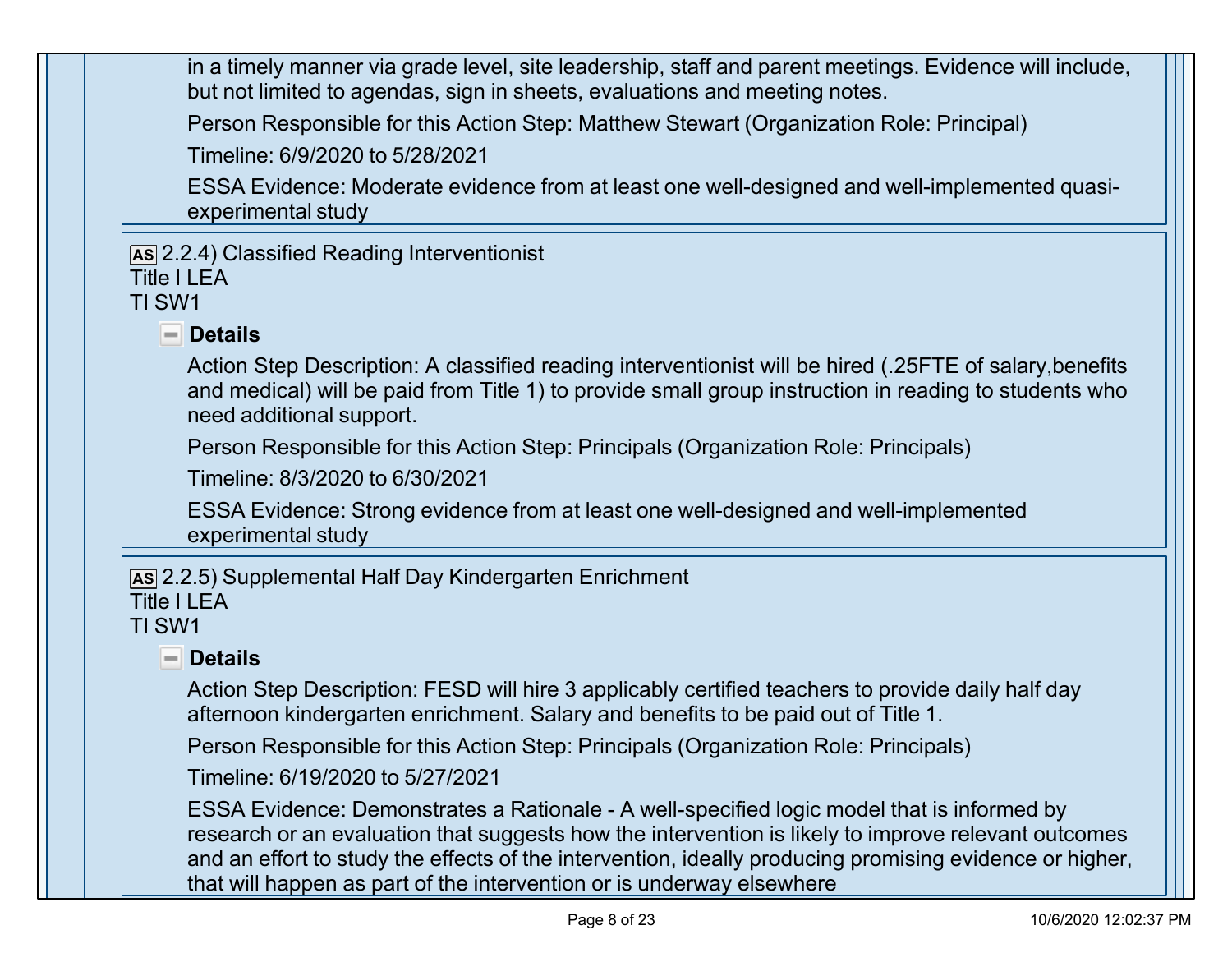in a timely manner via grade level, site leadership, staff and parent meetings. Evidence will include, but not limited to agendas, sign in sheets, evaluations and meeting notes.

Person Responsible for this Action Step: Matthew Stewart (Organization Role: Principal)

Timeline: 6/9/2020 to 5/28/2021

ESSA Evidence: Moderate evidence from at least one well-designed and well-implemented quasi-experimental study

AS 2.2.4) Classified Reading Interventionist
Title I LEA
TI SW1

**Details**

Action Step Description: A classified reading interventionist will be hired (.25FTE of salary,benefits and medical) will be paid from Title 1) to provide small group instruction in reading to students who need additional support.

Person Responsible for this Action Step: Principals (Organization Role: Principals)

Timeline: 8/3/2020 to 6/30/2021

ESSA Evidence: Strong evidence from at least one well-designed and well-implemented experimental study

AS 2.2.5) Supplemental Half Day Kindergarten Enrichment
Title I LEA
TI SW1

**Details**

Action Step Description: FESD will hire 3 applicably certified teachers to provide daily half day afternoon kindergarten enrichment. Salary and benefits to be paid out of Title 1.

Person Responsible for this Action Step: Principals (Organization Role: Principals)

Timeline: 6/19/2020 to 5/27/2021

ESSA Evidence: Demonstrates a Rationale - A well-specified logic model that is informed by research or an evaluation that suggests how the intervention is likely to improve relevant outcomes and an effort to study the effects of the intervention, ideally producing promising evidence or higher, that will happen as part of the intervention or is underway elsewhere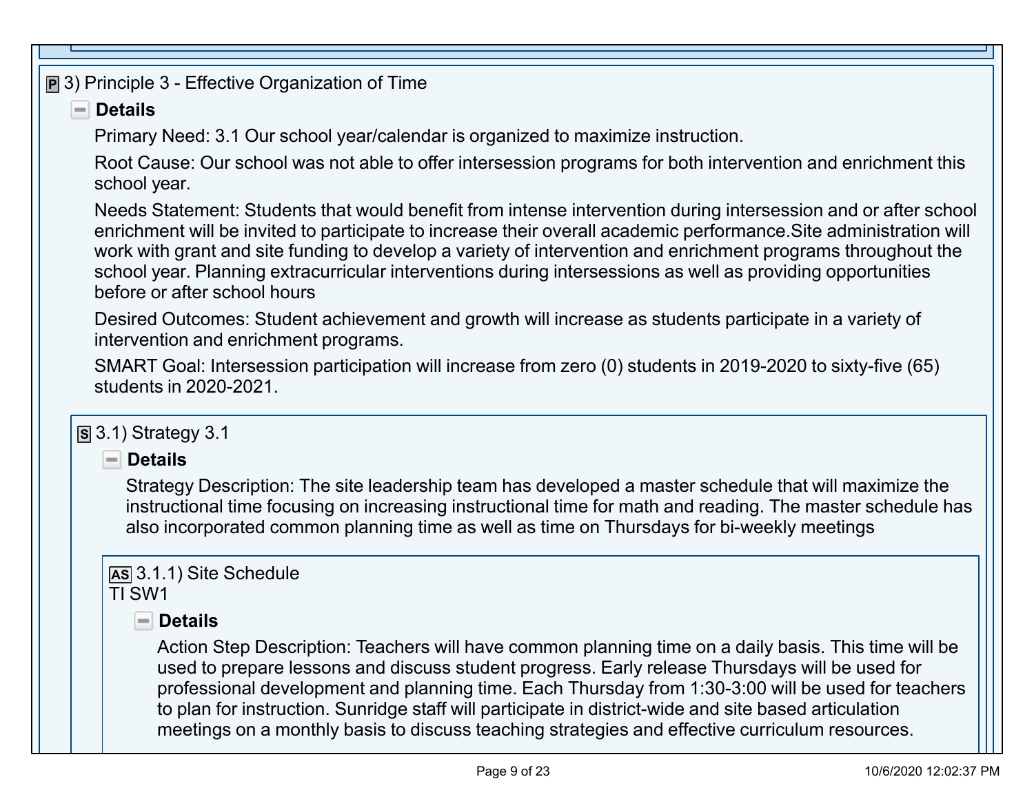## 3) Principle 3 - Effective Organization of Time

### Details

Primary Need: 3.1 Our school year/calendar is organized to maximize instruction.

Root Cause: Our school was not able to offer intersession programs for both intervention and enrichment this school year.

Needs Statement: Students that would benefit from intense intervention during intersession and or after school enrichment will be invited to participate to increase their overall academic performance.Site administration will work with grant and site funding to develop a variety of intervention and enrichment programs throughout the school year. Planning extracurricular interventions during intersessions as well as providing opportunities before or after school hours

Desired Outcomes: Student achievement and growth will increase as students participate in a variety of intervention and enrichment programs.

SMART Goal: Intersession participation will increase from zero (0) students in 2019-2020 to sixty-five (65) students in 2020-2021.

### 3.1) Strategy 3.1

#### Details

Strategy Description: The site leadership team has developed a master schedule that will maximize the instructional time focusing on increasing instructional time for math and reading. The master schedule has also incorporated common planning time as well as time on Thursdays for bi-weekly meetings

#### 3.1.1) Site Schedule

TI SW1

##### Details

Action Step Description: Teachers will have common planning time on a daily basis. This time will be used to prepare lessons and discuss student progress. Early release Thursdays will be used for professional development and planning time. Each Thursday from 1:30-3:00 will be used for teachers to plan for instruction. Sunridge staff will participate in district-wide and site based articulation meetings on a monthly basis to discuss teaching strategies and effective curriculum resources.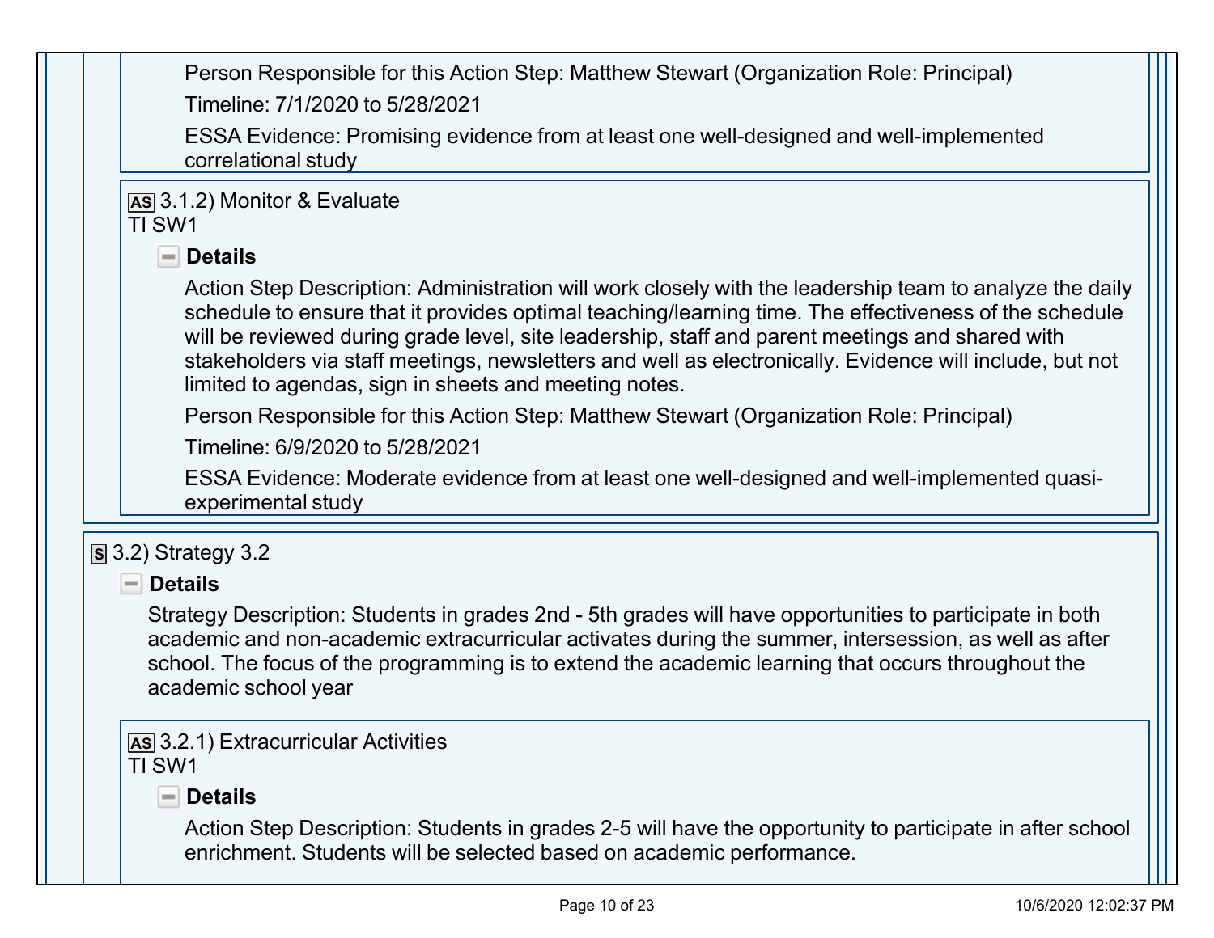Person Responsible for this Action Step: Matthew Stewart (Organization Role: Principal)

Timeline: 7/1/2020 to 5/28/2021

ESSA Evidence: Promising evidence from at least one well-designed and well-implemented correlational study

**AS** 3.1.2) Monitor & Evaluate
TI SW1

**Details**

Action Step Description: Administration will work closely with the leadership team to analyze the daily schedule to ensure that it provides optimal teaching/learning time. The effectiveness of the schedule will be reviewed during grade level, site leadership, staff and parent meetings and shared with stakeholders via staff meetings, newsletters and well as electronically. Evidence will include, but not limited to agendas, sign in sheets and meeting notes.

Person Responsible for this Action Step: Matthew Stewart (Organization Role: Principal)

Timeline: 6/9/2020 to 5/28/2021

ESSA Evidence: Moderate evidence from at least one well-designed and well-implemented quasi-experimental study

**S** 3.2) Strategy 3.2

**Details**

Strategy Description: Students in grades 2nd - 5th grades will have opportunities to participate in both academic and non-academic extracurricular activates during the summer, intersession, as well as after school. The focus of the programming is to extend the academic learning that occurs throughout the academic school year

**AS** 3.2.1) Extracurricular Activities
TI SW1

**Details**

Action Step Description: Students in grades 2-5 will have the opportunity to participate in after school enrichment. Students will be selected based on academic performance.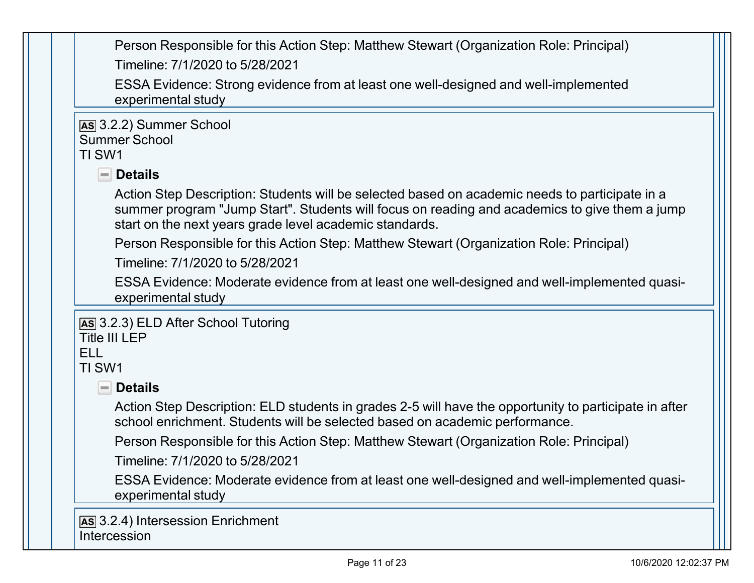Person Responsible for this Action Step: Matthew Stewart (Organization Role: Principal)

Timeline: 7/1/2020 to 5/28/2021

ESSA Evidence: Strong evidence from at least one well-designed and well-implemented experimental study

**AS** 3.2.2) Summer School
Summer School
TI SW1

**Details**

Action Step Description: Students will be selected based on academic needs to participate in a summer program "Jump Start". Students will focus on reading and academics to give them a jump start on the next years grade level academic standards.

Person Responsible for this Action Step: Matthew Stewart (Organization Role: Principal)

Timeline: 7/1/2020 to 5/28/2021

ESSA Evidence: Moderate evidence from at least one well-designed and well-implemented quasi-experimental study

**AS** 3.2.3) ELD After School Tutoring
Title III LEP
ELL
TI SW1

**Details**

Action Step Description: ELD students in grades 2-5 will have the opportunity to participate in after school enrichment. Students will be selected based on academic performance.

Person Responsible for this Action Step: Matthew Stewart (Organization Role: Principal)

Timeline: 7/1/2020 to 5/28/2021

ESSA Evidence: Moderate evidence from at least one well-designed and well-implemented quasi-experimental study

**AS** 3.2.4) Intersession Enrichment
Intercession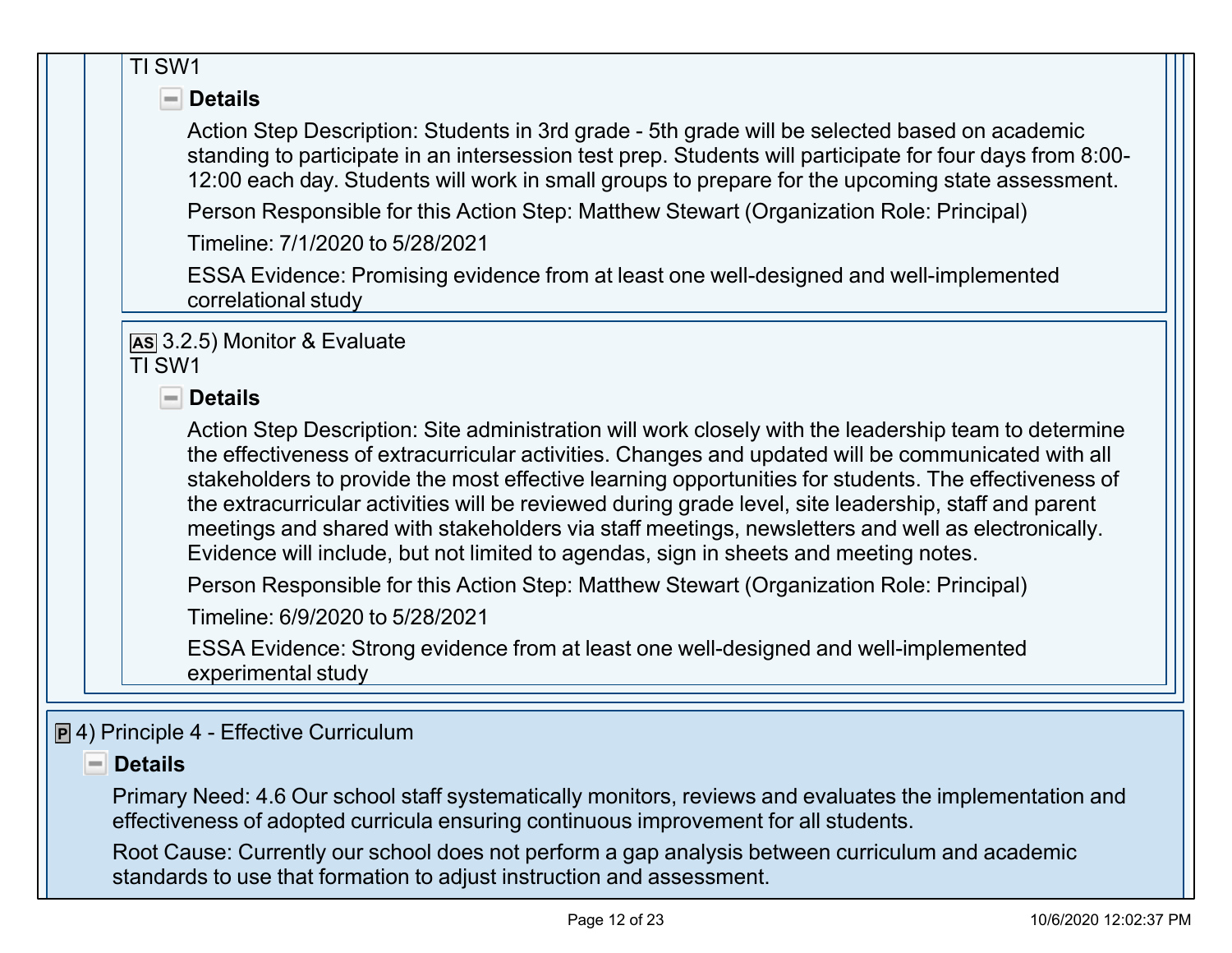TI SW1

**Details**

Action Step Description: Students in 3rd grade - 5th grade will be selected based on academic standing to participate in an intersession test prep. Students will participate for four days from 8:00-12:00 each day. Students will work in small groups to prepare for the upcoming state assessment.

Person Responsible for this Action Step: Matthew Stewart (Organization Role: Principal)

Timeline: 7/1/2020 to 5/28/2021

ESSA Evidence: Promising evidence from at least one well-designed and well-implemented correlational study

AS 3.2.5) Monitor & Evaluate
TI SW1

**Details**

Action Step Description: Site administration will work closely with the leadership team to determine the effectiveness of extracurricular activities. Changes and updated will be communicated with all stakeholders to provide the most effective learning opportunities for students. The effectiveness of the extracurricular activities will be reviewed during grade level, site leadership, staff and parent meetings and shared with stakeholders via staff meetings, newsletters and well as electronically. Evidence will include, but not limited to agendas, sign in sheets and meeting notes.

Person Responsible for this Action Step: Matthew Stewart (Organization Role: Principal)

Timeline: 6/9/2020 to 5/28/2021

ESSA Evidence: Strong evidence from at least one well-designed and well-implemented experimental study

P 4) Principle 4 - Effective Curriculum

**Details**

Primary Need: 4.6 Our school staff systematically monitors, reviews and evaluates the implementation and effectiveness of adopted curricula ensuring continuous improvement for all students.

Root Cause: Currently our school does not perform a gap analysis between curriculum and academic standards to use that formation to adjust instruction and assessment.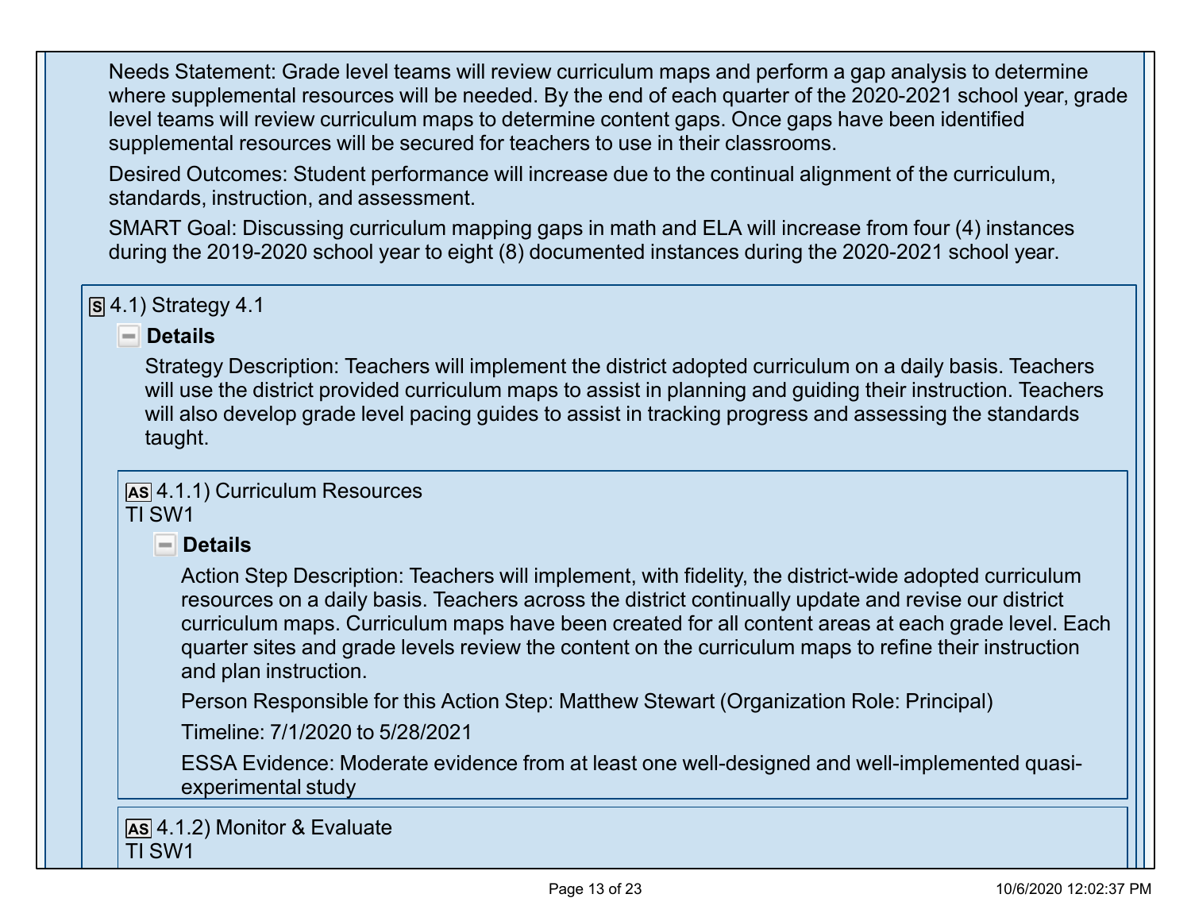Needs Statement: Grade level teams will review curriculum maps and perform a gap analysis to determine where supplemental resources will be needed. By the end of each quarter of the 2020-2021 school year, grade level teams will review curriculum maps to determine content gaps. Once gaps have been identified supplemental resources will be secured for teachers to use in their classrooms.

Desired Outcomes: Student performance will increase due to the continual alignment of the curriculum, standards, instruction, and assessment.

SMART Goal: Discussing curriculum mapping gaps in math and ELA will increase from four (4) instances during the 2019-2020 school year to eight (8) documented instances during the 2020-2021 school year.

## S 4.1) Strategy 4.1

### Details

Strategy Description: Teachers will implement the district adopted curriculum on a daily basis. Teachers will use the district provided curriculum maps to assist in planning and guiding their instruction. Teachers will also develop grade level pacing guides to assist in tracking progress and assessing the standards taught.

### AS 4.1.1) Curriculum Resources

TI SW1

#### Details

Action Step Description: Teachers will implement, with fidelity, the district-wide adopted curriculum resources on a daily basis. Teachers across the district continually update and revise our district curriculum maps. Curriculum maps have been created for all content areas at each grade level. Each quarter sites and grade levels review the content on the curriculum maps to refine their instruction and plan instruction.

Person Responsible for this Action Step: Matthew Stewart (Organization Role: Principal)

Timeline: 7/1/2020 to 5/28/2021

ESSA Evidence: Moderate evidence from at least one well-designed and well-implemented quasi-experimental study

### AS 4.1.2) Monitor & Evaluate

TI SW1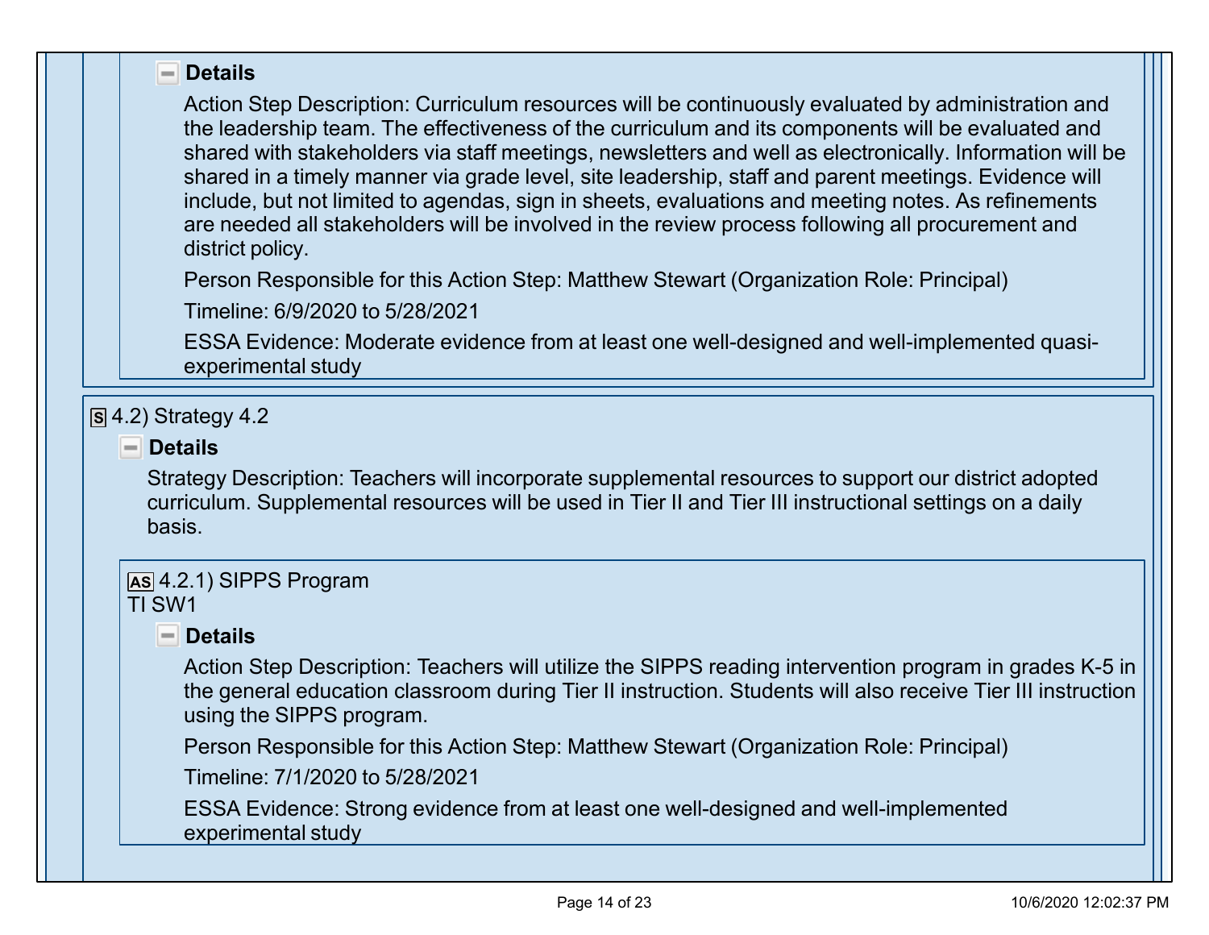**Details**

Action Step Description: Curriculum resources will be continuously evaluated by administration and the leadership team. The effectiveness of the curriculum and its components will be evaluated and shared with stakeholders via staff meetings, newsletters and well as electronically. Information will be shared in a timely manner via grade level, site leadership, staff and parent meetings. Evidence will include, but not limited to agendas, sign in sheets, evaluations and meeting notes. As refinements are needed all stakeholders will be involved in the review process following all procurement and district policy.

Person Responsible for this Action Step: Matthew Stewart (Organization Role: Principal)

Timeline: 6/9/2020 to 5/28/2021

ESSA Evidence: Moderate evidence from at least one well-designed and well-implemented quasi-experimental study

## S 4.2) Strategy 4.2

**Details**

Strategy Description: Teachers will incorporate supplemental resources to support our district adopted curriculum. Supplemental resources will be used in Tier II and Tier III instructional settings on a daily basis.

### AS 4.2.1) SIPPS Program
TI SW1

**Details**

Action Step Description: Teachers will utilize the SIPPS reading intervention program in grades K-5 in the general education classroom during Tier II instruction. Students will also receive Tier III instruction using the SIPPS program.

Person Responsible for this Action Step: Matthew Stewart (Organization Role: Principal)

Timeline: 7/1/2020 to 5/28/2021

ESSA Evidence: Strong evidence from at least one well-designed and well-implemented experimental study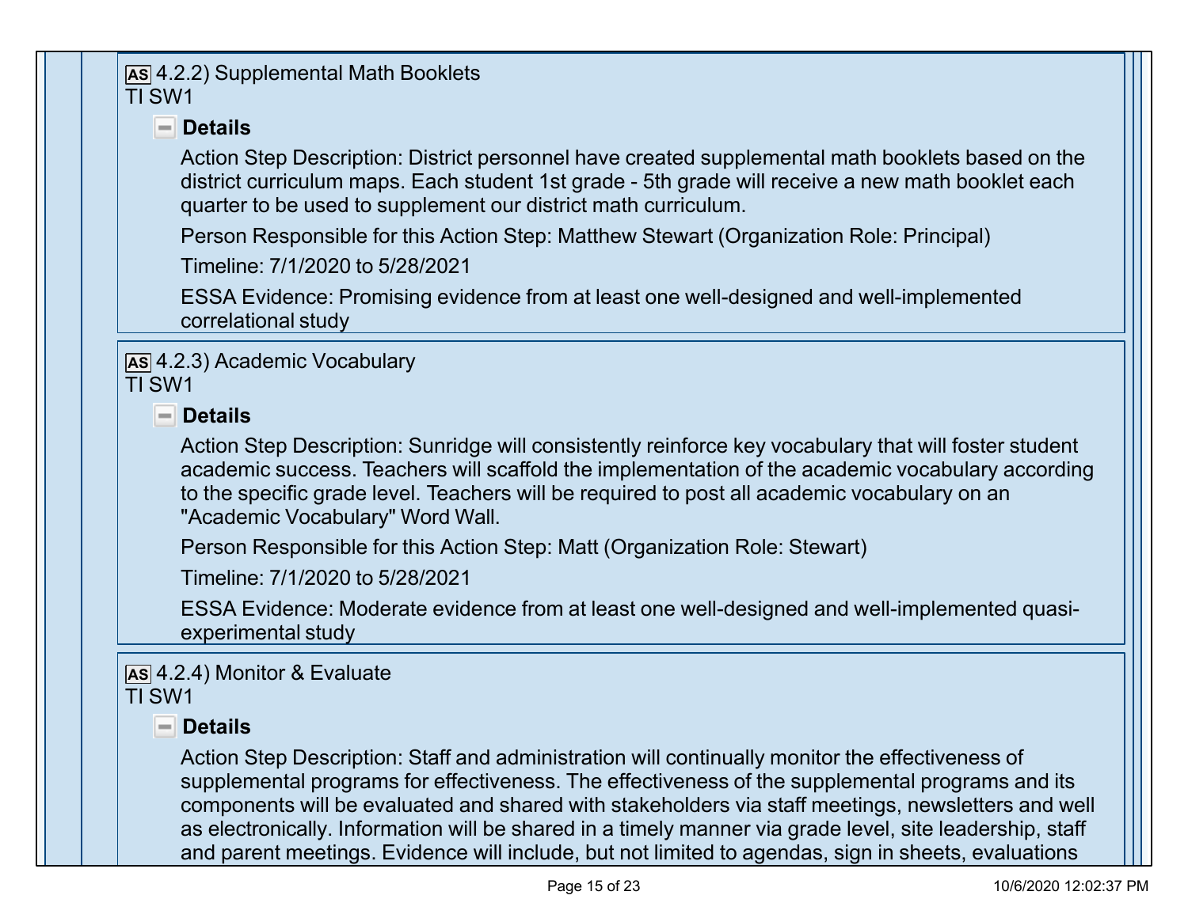**AS** 4.2.2) Supplemental Math Booklets
TI SW1

**Details**

Action Step Description: District personnel have created supplemental math booklets based on the district curriculum maps. Each student 1st grade - 5th grade will receive a new math booklet each quarter to be used to supplement our district math curriculum.

Person Responsible for this Action Step: Matthew Stewart (Organization Role: Principal)

Timeline: 7/1/2020 to 5/28/2021

ESSA Evidence: Promising evidence from at least one well-designed and well-implemented correlational study

**AS** 4.2.3) Academic Vocabulary
TI SW1

**Details**

Action Step Description: Sunridge will consistently reinforce key vocabulary that will foster student academic success. Teachers will scaffold the implementation of the academic vocabulary according to the specific grade level. Teachers will be required to post all academic vocabulary on an "Academic Vocabulary" Word Wall.

Person Responsible for this Action Step: Matt (Organization Role: Stewart)

Timeline: 7/1/2020 to 5/28/2021

ESSA Evidence: Moderate evidence from at least one well-designed and well-implemented quasi-experimental study

**AS** 4.2.4) Monitor & Evaluate
TI SW1

**Details**

Action Step Description: Staff and administration will continually monitor the effectiveness of supplemental programs for effectiveness. The effectiveness of the supplemental programs and its components will be evaluated and shared with stakeholders via staff meetings, newsletters and well as electronically. Information will be shared in a timely manner via grade level, site leadership, staff and parent meetings. Evidence will include, but not limited to agendas, sign in sheets, evaluations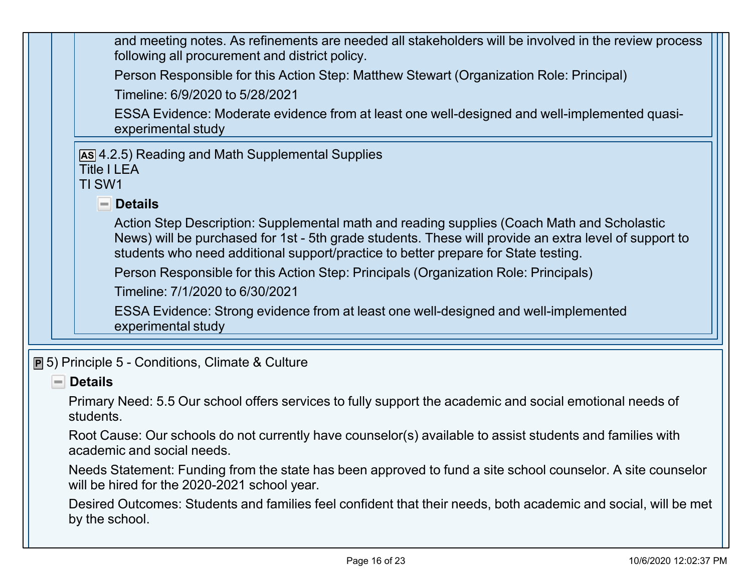and meeting notes. As refinements are needed all stakeholders will be involved in the review process following all procurement and district policy.

Person Responsible for this Action Step: Matthew Stewart (Organization Role: Principal)

Timeline: 6/9/2020 to 5/28/2021

ESSA Evidence: Moderate evidence from at least one well-designed and well-implemented quasi-experimental study

**AS** 4.2.5) Reading and Math Supplemental Supplies
Title I LEA
TI SW1

**Details**

Action Step Description: Supplemental math and reading supplies (Coach Math and Scholastic News) will be purchased for 1st - 5th grade students. These will provide an extra level of support to students who need additional support/practice to better prepare for State testing.

Person Responsible for this Action Step: Principals (Organization Role: Principals)

Timeline: 7/1/2020 to 6/30/2021

ESSA Evidence: Strong evidence from at least one well-designed and well-implemented experimental study

**P** 5) Principle 5 - Conditions, Climate & Culture

**Details**

Primary Need: 5.5 Our school offers services to fully support the academic and social emotional needs of students.

Root Cause: Our schools do not currently have counselor(s) available to assist students and families with academic and social needs.

Needs Statement: Funding from the state has been approved to fund a site school counselor. A site counselor will be hired for the 2020-2021 school year.

Desired Outcomes: Students and families feel confident that their needs, both academic and social, will be met by the school.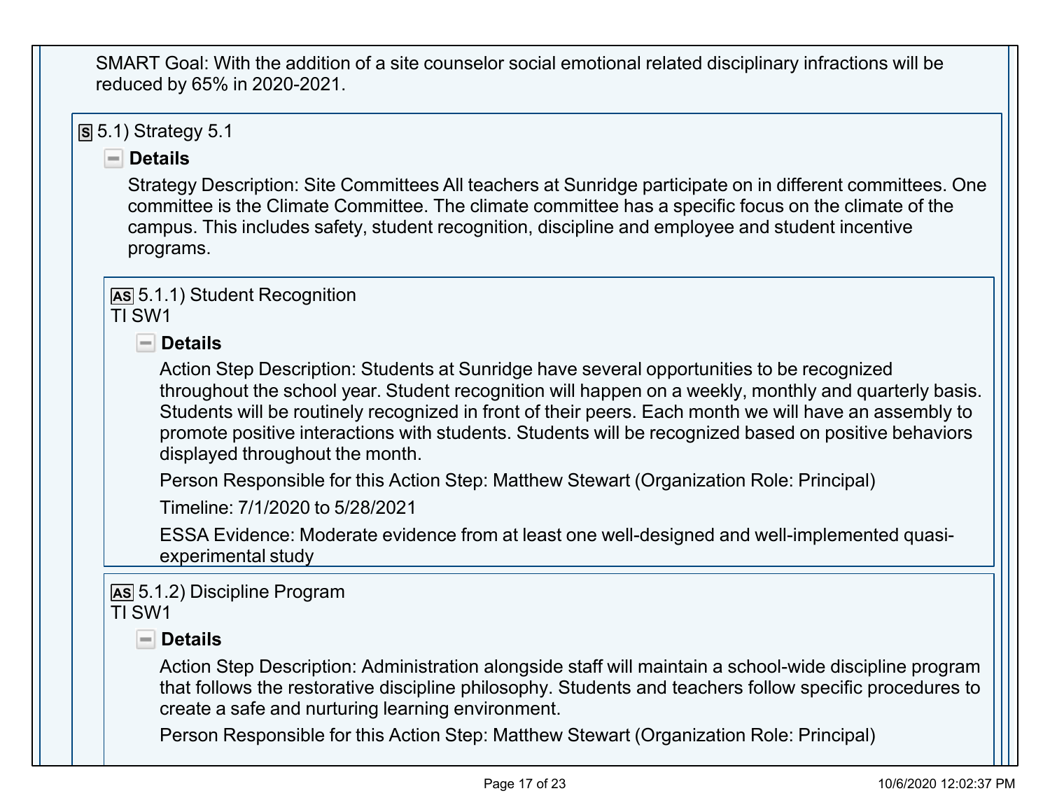SMART Goal: With the addition of a site counselor social emotional related disciplinary infractions will be reduced by 65% in 2020-2021.

### 5.1) Strategy 5.1

**Details**

Strategy Description: Site Committees All teachers at Sunridge participate on in different committees. One committee is the Climate Committee. The climate committee has a specific focus on the climate of the campus. This includes safety, student recognition, discipline and employee and student incentive programs.

#### 5.1.1) Student Recognition

TI SW1

**Details**

Action Step Description: Students at Sunridge have several opportunities to be recognized throughout the school year. Student recognition will happen on a weekly, monthly and quarterly basis. Students will be routinely recognized in front of their peers. Each month we will have an assembly to promote positive interactions with students. Students will be recognized based on positive behaviors displayed throughout the month.

Person Responsible for this Action Step: Matthew Stewart (Organization Role: Principal)

Timeline: 7/1/2020 to 5/28/2021

ESSA Evidence: Moderate evidence from at least one well-designed and well-implemented quasi-experimental study

#### 5.1.2) Discipline Program

TI SW1

**Details**

Action Step Description: Administration alongside staff will maintain a school-wide discipline program that follows the restorative discipline philosophy. Students and teachers follow specific procedures to create a safe and nurturing learning environment.

Person Responsible for this Action Step: Matthew Stewart (Organization Role: Principal)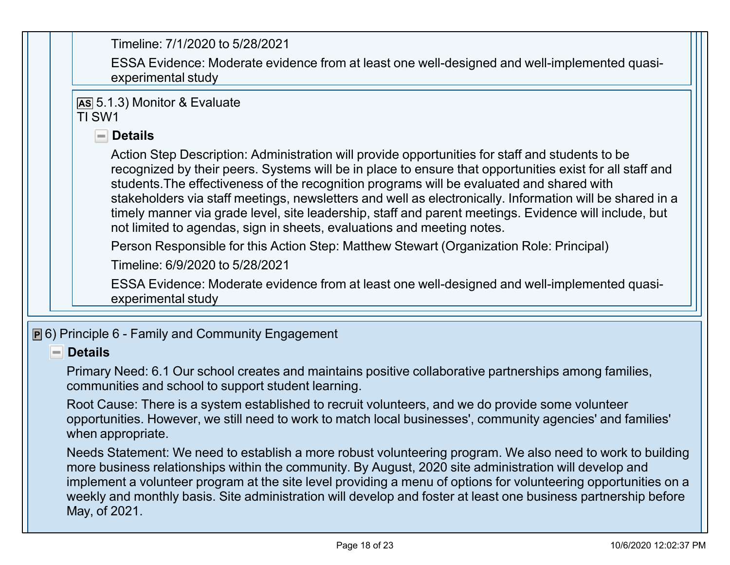Timeline: 7/1/2020 to 5/28/2021

ESSA Evidence: Moderate evidence from at least one well-designed and well-implemented quasi-experimental study

**AS** 5.1.3) Monitor & Evaluate
TI SW1

**Details**

Action Step Description: Administration will provide opportunities for staff and students to be recognized by their peers. Systems will be in place to ensure that opportunities exist for all staff and students.The effectiveness of the recognition programs will be evaluated and shared with stakeholders via staff meetings, newsletters and well as electronically. Information will be shared in a timely manner via grade level, site leadership, staff and parent meetings. Evidence will include, but not limited to agendas, sign in sheets, evaluations and meeting notes.

Person Responsible for this Action Step: Matthew Stewart (Organization Role: Principal)

Timeline: 6/9/2020 to 5/28/2021

ESSA Evidence: Moderate evidence from at least one well-designed and well-implemented quasi-experimental study

## P 6) Principle 6 - Family and Community Engagement

**Details**

Primary Need: 6.1 Our school creates and maintains positive collaborative partnerships among families, communities and school to support student learning.

Root Cause: There is a system established to recruit volunteers, and we do provide some volunteer opportunities. However, we still need to work to match local businesses', community agencies' and families' when appropriate.

Needs Statement: We need to establish a more robust volunteering program. We also need to work to building more business relationships within the community. By August, 2020 site administration will develop and implement a volunteer program at the site level providing a menu of options for volunteering opportunities on a weekly and monthly basis. Site administration will develop and foster at least one business partnership before May, of 2021.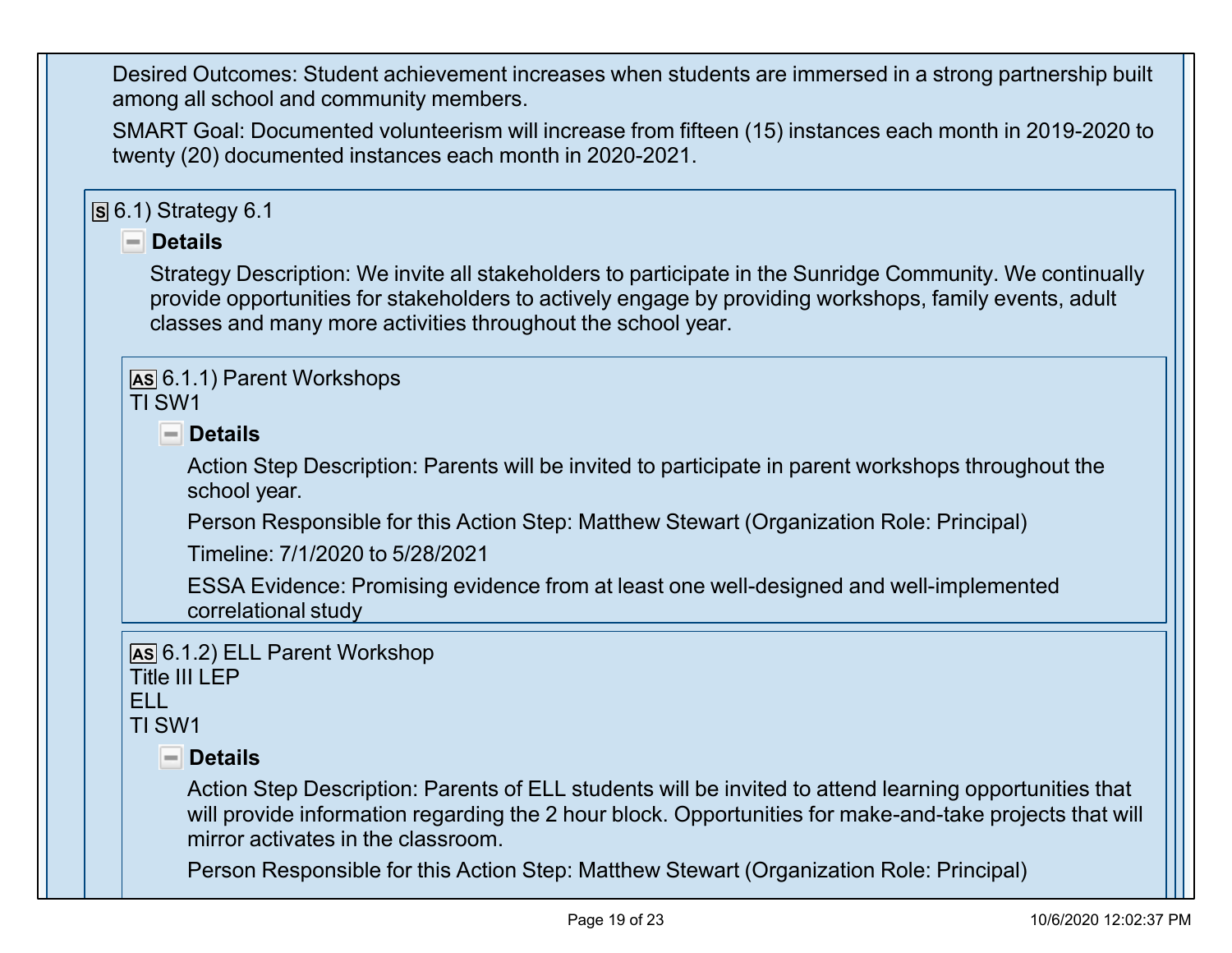Desired Outcomes: Student achievement increases when students are immersed in a strong partnership built among all school and community members.

SMART Goal: Documented volunteerism will increase from fifteen (15) instances each month in 2019-2020 to twenty (20) documented instances each month in 2020-2021.

S 6.1) Strategy 6.1

**Details**

Strategy Description: We invite all stakeholders to participate in the Sunridge Community. We continually provide opportunities for stakeholders to actively engage by providing workshops, family events, adult classes and many more activities throughout the school year.

AS 6.1.1) Parent Workshops
TI SW1

**Details**

Action Step Description: Parents will be invited to participate in parent workshops throughout the school year.

Person Responsible for this Action Step: Matthew Stewart (Organization Role: Principal)

Timeline: 7/1/2020 to 5/28/2021

ESSA Evidence: Promising evidence from at least one well-designed and well-implemented correlational study

AS 6.1.2) ELL Parent Workshop
Title III LEP
ELL
TI SW1

**Details**

Action Step Description: Parents of ELL students will be invited to attend learning opportunities that will provide information regarding the 2 hour block. Opportunities for make-and-take projects that will mirror activates in the classroom.

Person Responsible for this Action Step: Matthew Stewart (Organization Role: Principal)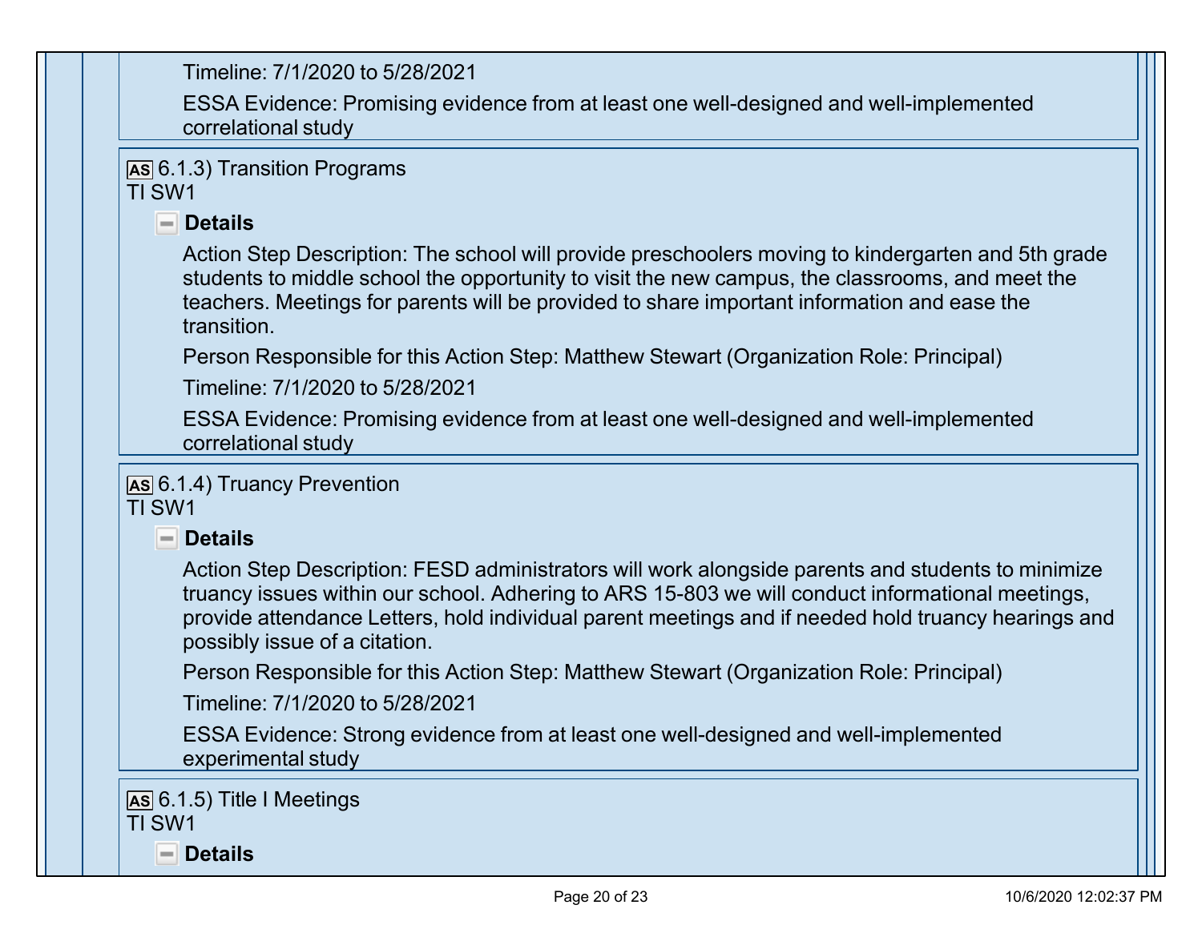Timeline: 7/1/2020 to 5/28/2021

ESSA Evidence: Promising evidence from at least one well-designed and well-implemented correlational study

**AS** 6.1.3) Transition Programs
TI SW1

**Details**

Action Step Description: The school will provide preschoolers moving to kindergarten and 5th grade students to middle school the opportunity to visit the new campus, the classrooms, and meet the teachers. Meetings for parents will be provided to share important information and ease the transition.

Person Responsible for this Action Step: Matthew Stewart (Organization Role: Principal)

Timeline: 7/1/2020 to 5/28/2021

ESSA Evidence: Promising evidence from at least one well-designed and well-implemented correlational study

**AS** 6.1.4) Truancy Prevention
TI SW1

**Details**

Action Step Description: FESD administrators will work alongside parents and students to minimize truancy issues within our school. Adhering to ARS 15-803 we will conduct informational meetings, provide attendance Letters, hold individual parent meetings and if needed hold truancy hearings and possibly issue of a citation.

Person Responsible for this Action Step: Matthew Stewart (Organization Role: Principal)

Timeline: 7/1/2020 to 5/28/2021

ESSA Evidence: Strong evidence from at least one well-designed and well-implemented experimental study

**AS** 6.1.5) Title I Meetings
TI SW1

**Details**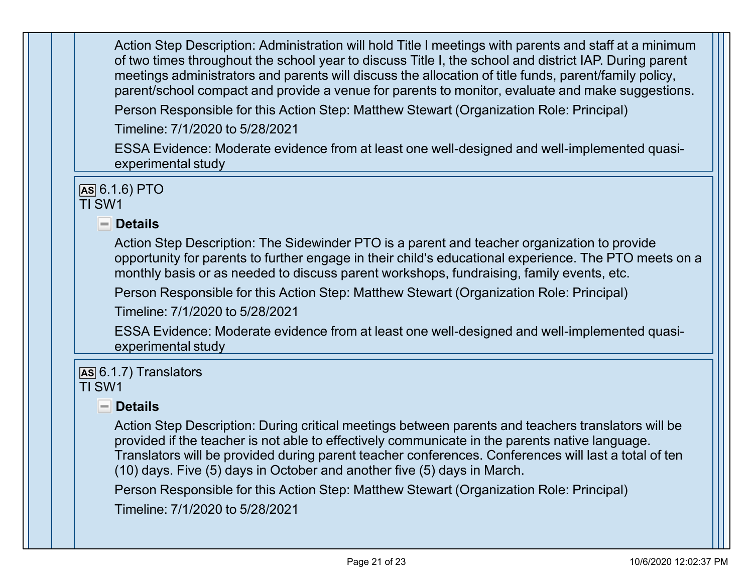Action Step Description: Administration will hold Title I meetings with parents and staff at a minimum of two times throughout the school year to discuss Title I, the school and district IAP. During parent meetings administrators and parents will discuss the allocation of title funds, parent/family policy, parent/school compact and provide a venue for parents to monitor, evaluate and make suggestions.

Person Responsible for this Action Step: Matthew Stewart (Organization Role: Principal)

Timeline: 7/1/2020 to 5/28/2021

ESSA Evidence: Moderate evidence from at least one well-designed and well-implemented quasi-experimental study

**AS** 6.1.6) PTO
TI SW1

**Details**

Action Step Description: The Sidewinder PTO is a parent and teacher organization to provide opportunity for parents to further engage in their child's educational experience. The PTO meets on a monthly basis or as needed to discuss parent workshops, fundraising, family events, etc.

Person Responsible for this Action Step: Matthew Stewart (Organization Role: Principal)

Timeline: 7/1/2020 to 5/28/2021

ESSA Evidence: Moderate evidence from at least one well-designed and well-implemented quasi-experimental study

**AS** 6.1.7) Translators
TI SW1

**Details**

Action Step Description: During critical meetings between parents and teachers translators will be provided if the teacher is not able to effectively communicate in the parents native language. Translators will be provided during parent teacher conferences. Conferences will last a total of ten (10) days. Five (5) days in October and another five (5) days in March.

Person Responsible for this Action Step: Matthew Stewart (Organization Role: Principal)

Timeline: 7/1/2020 to 5/28/2021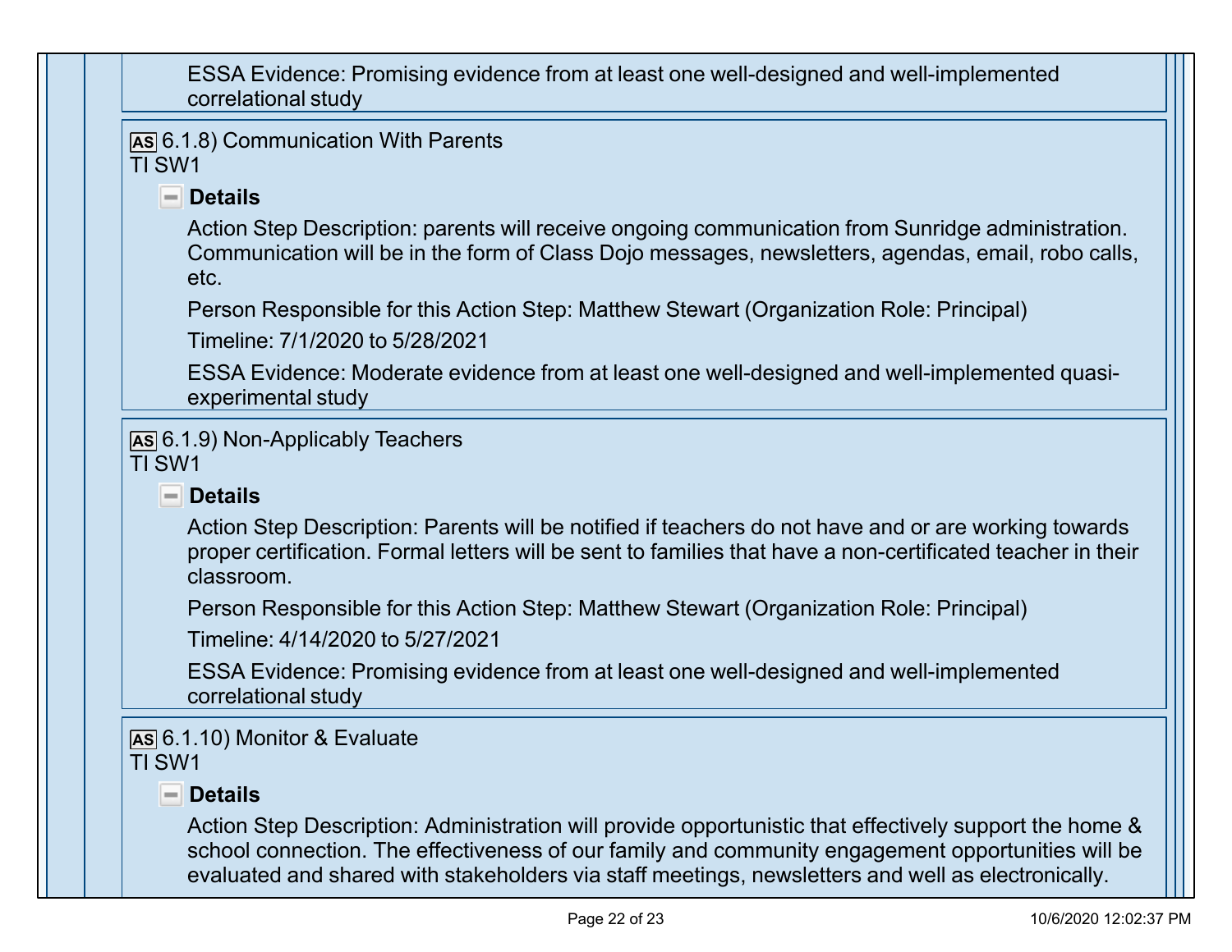ESSA Evidence: Promising evidence from at least one well-designed and well-implemented correlational study

AS 6.1.8) Communication With Parents
TI SW1

**Details**

Action Step Description: parents will receive ongoing communication from Sunridge administration. Communication will be in the form of Class Dojo messages, newsletters, agendas, email, robo calls, etc.

Person Responsible for this Action Step: Matthew Stewart (Organization Role: Principal)

Timeline: 7/1/2020 to 5/28/2021

ESSA Evidence: Moderate evidence from at least one well-designed and well-implemented quasi-experimental study

AS 6.1.9) Non-Applicably Teachers
TI SW1

**Details**

Action Step Description: Parents will be notified if teachers do not have and or are working towards proper certification. Formal letters will be sent to families that have a non-certificated teacher in their classroom.

Person Responsible for this Action Step: Matthew Stewart (Organization Role: Principal)

Timeline: 4/14/2020 to 5/27/2021

ESSA Evidence: Promising evidence from at least one well-designed and well-implemented correlational study

AS 6.1.10) Monitor & Evaluate
TI SW1

**Details**

Action Step Description: Administration will provide opportunistic that effectively support the home & school connection. The effectiveness of our family and community engagement opportunities will be evaluated and shared with stakeholders via staff meetings, newsletters and well as electronically.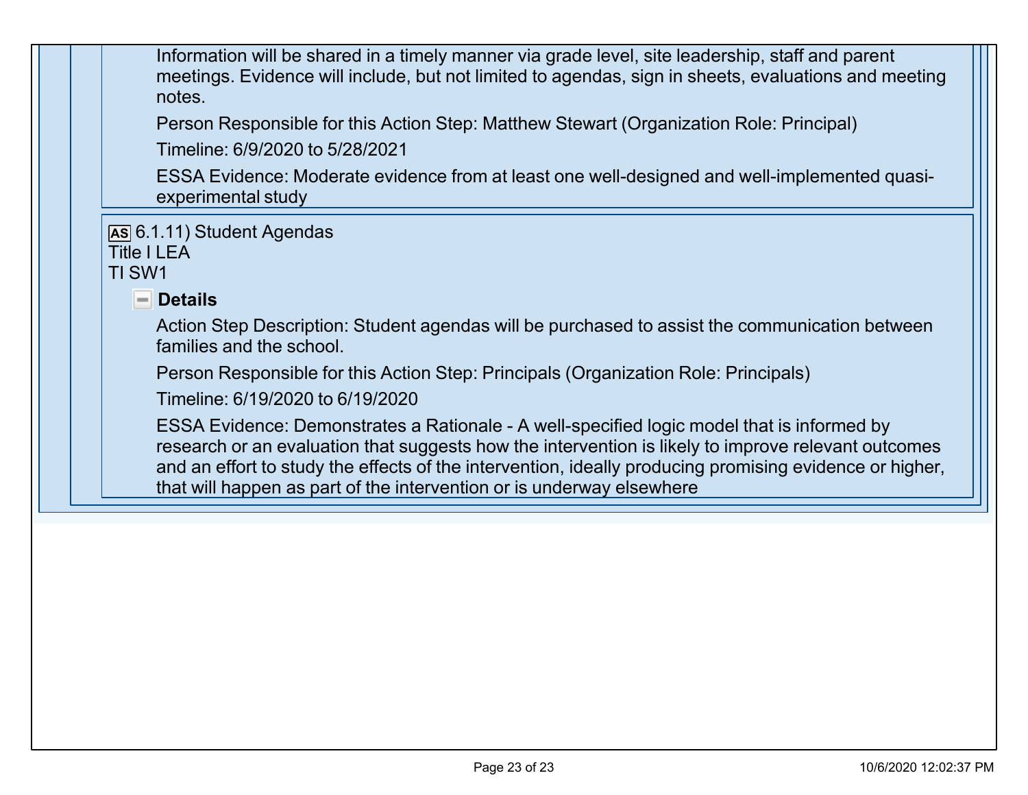Information will be shared in a timely manner via grade level, site leadership, staff and parent meetings. Evidence will include, but not limited to agendas, sign in sheets, evaluations and meeting notes.

Person Responsible for this Action Step: Matthew Stewart (Organization Role: Principal)

Timeline: 6/9/2020 to 5/28/2021

ESSA Evidence: Moderate evidence from at least one well-designed and well-implemented quasi-experimental study

AS 6.1.11) Student Agendas
Title I LEA
TI SW1

**Details**

Action Step Description: Student agendas will be purchased to assist the communication between families and the school.

Person Responsible for this Action Step: Principals (Organization Role: Principals)

Timeline: 6/19/2020 to 6/19/2020

ESSA Evidence: Demonstrates a Rationale - A well-specified logic model that is informed by research or an evaluation that suggests how the intervention is likely to improve relevant outcomes and an effort to study the effects of the intervention, ideally producing promising evidence or higher, that will happen as part of the intervention or is underway elsewhere